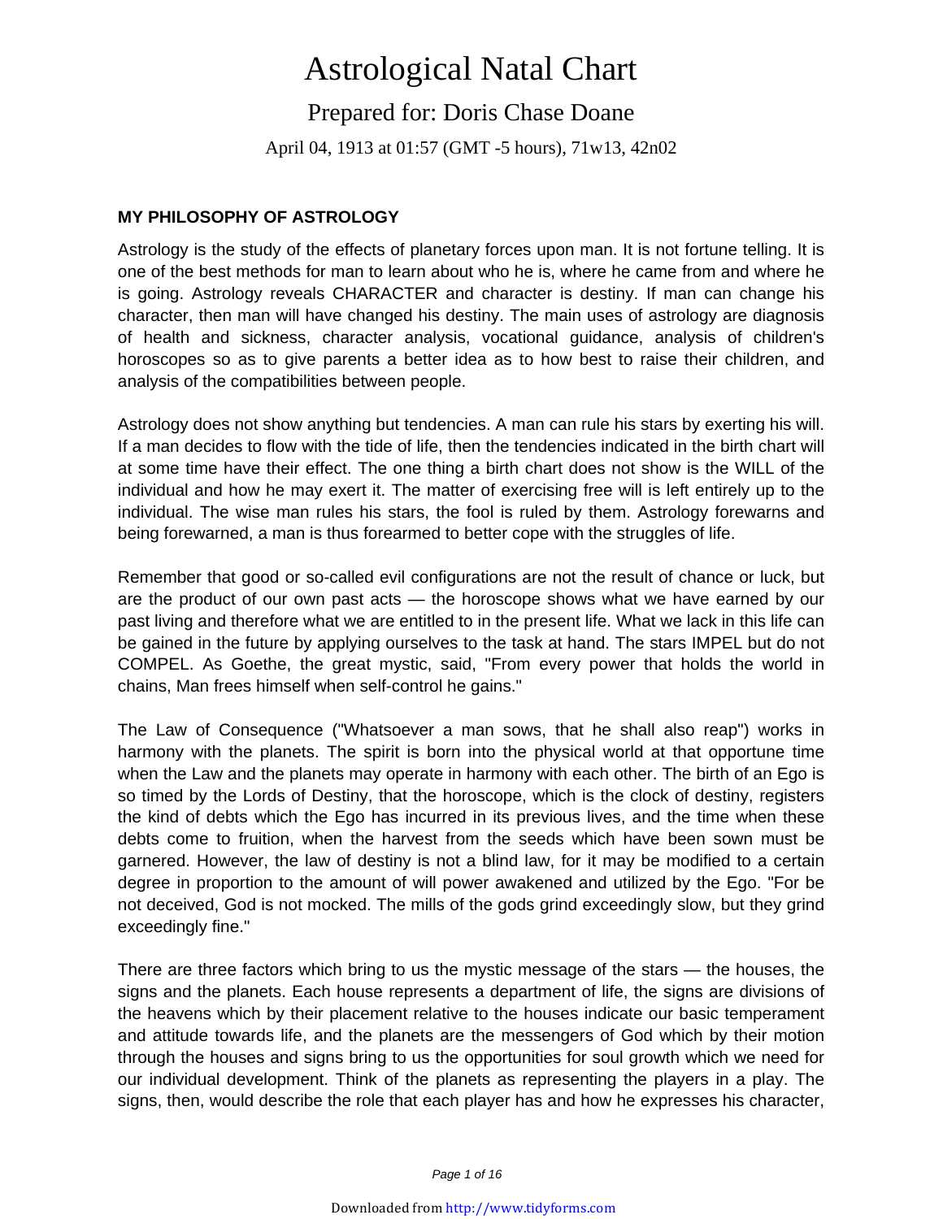# Astrological Natal Chart

## Prepared for: Doris Chase Doane

April 04, 1913 at 01:57 (GMT -5 hours), 71w13, 42n02

### MY PHILOSOPHY OF ASTROLOGY

Astrology is the study of the effects of planetary forces upon man. It is not fortune telling. It is one of the best methods for man to learn about who he is, where he came from and where he is going. Astrology reveals CHARACTER and character is destiny. If man can change his character, then man will have changed his destiny. The main uses of astrology are diagnosis of health and sickness, character analysis, vocational guidance, analysis of children's horoscopes so as to give parents a better idea as to how best to raise their children, and analysis of the compatibilities between people.

Astrology does not show anything but tendencies. A man can rule his stars by exerting his will. If a man decides to flow with the tide of life, then the tendencies indicated in the birth chart will at some time have their effect. The one thing a birth chart does not show is the WILL of the individual and how he may exert it. The matter of exercising free will is left entirely up to the individual. The wise man rules his stars, the fool is ruled by them. Astrology forewarns and being forewarned, a man is thus forearmed to better cope with the struggles of life.

Remember that good or so-called evil configurations are not the result of chance or luck, but are the product of our own past acts — the horoscope shows what we have earned by our past living and therefore what we are entitled to in the present life. What we lack in this life can be gained in the future by applying ourselves to the task at hand. The stars IMPEL but do not COMPEL. As Goethe, the great mystic, said, "From every power that holds the world in chains, Man frees himself when self-control he gains."

The Law of Consequence ("Whatsoever a man sows, that he shall also reap") works in harmony with the planets. The spirit is born into the physical world at that opportune time when the Law and the planets may operate in harmony with each other. The birth of an Ego is so timed by the Lords of Destiny, that the horoscope, which is the clock of destiny, registers the kind of debts which the Ego has incurred in its previous lives, and the time when these debts come to fruition, when the harvest from the seeds which have been sown must be garnered. However, the law of destiny is not a blind law, for it may be modified to a certain degree in proportion to the amount of will power awakened and utilized by the Ego. "For be not deceived, God is not mocked. The mills of the gods grind exceedingly slow, but they grind exceedingly fine."

There are three factors which bring to us the mystic message of the stars — the houses, the signs and the planets. Each house represents a department of life, the signs are divisions of the heavens which by their placement relative to the houses indicate our basic temperament and attitude towards life, and the planets are the messengers of God which by their motion through the houses and signs bring to us the opportunities for soul growth which we need for our individual development. Think of the planets as representing the players in a play. The signs, then, would describe the role that each player has and how he expresses his character,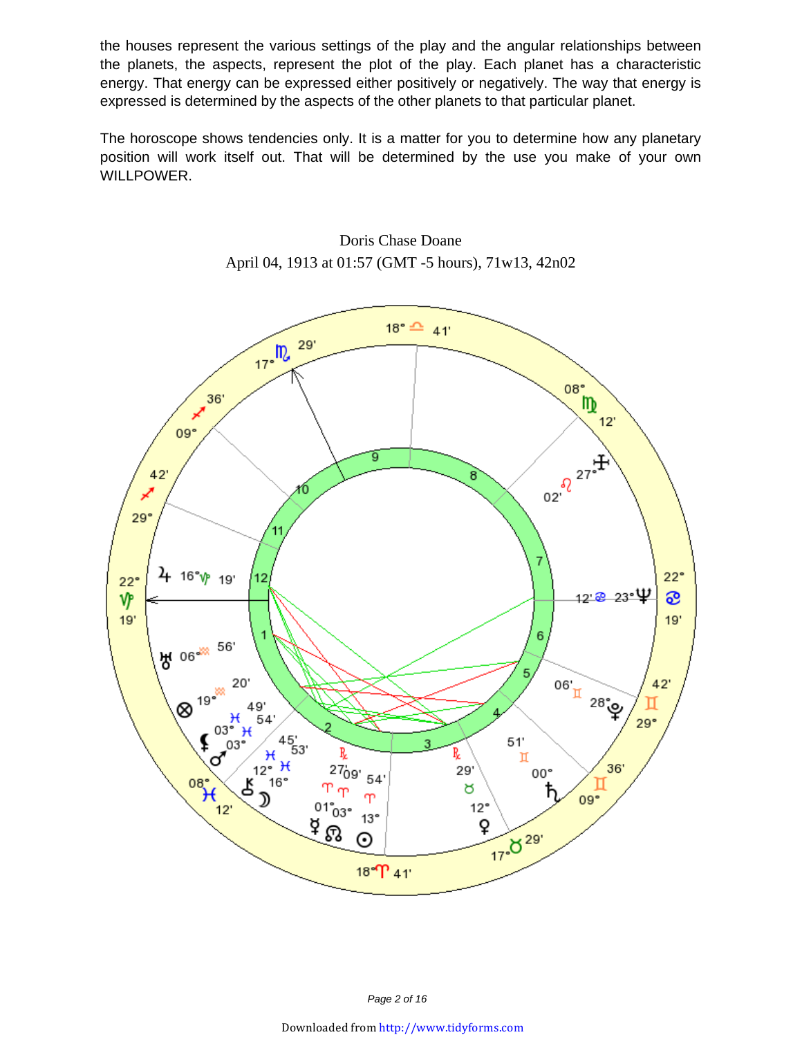the houses represent the various settings of the play and the angular relationships between the planets, the aspects, represent the plot of the play. Each planet has a characteristic energy. That energy can be expressed either positively or negatively. The way that energy is expressed is determined by the aspects of the other planets to that particular planet.

The horoscope shows tendencies only. It is a matter for you to determine how any planetary position will work itself out. That will be determined by the use you make of your own WILLPOWER.

Doris Chase Doane

April 04, 1913 at 01:57 (GMT -5 hours), 71w13, 42n02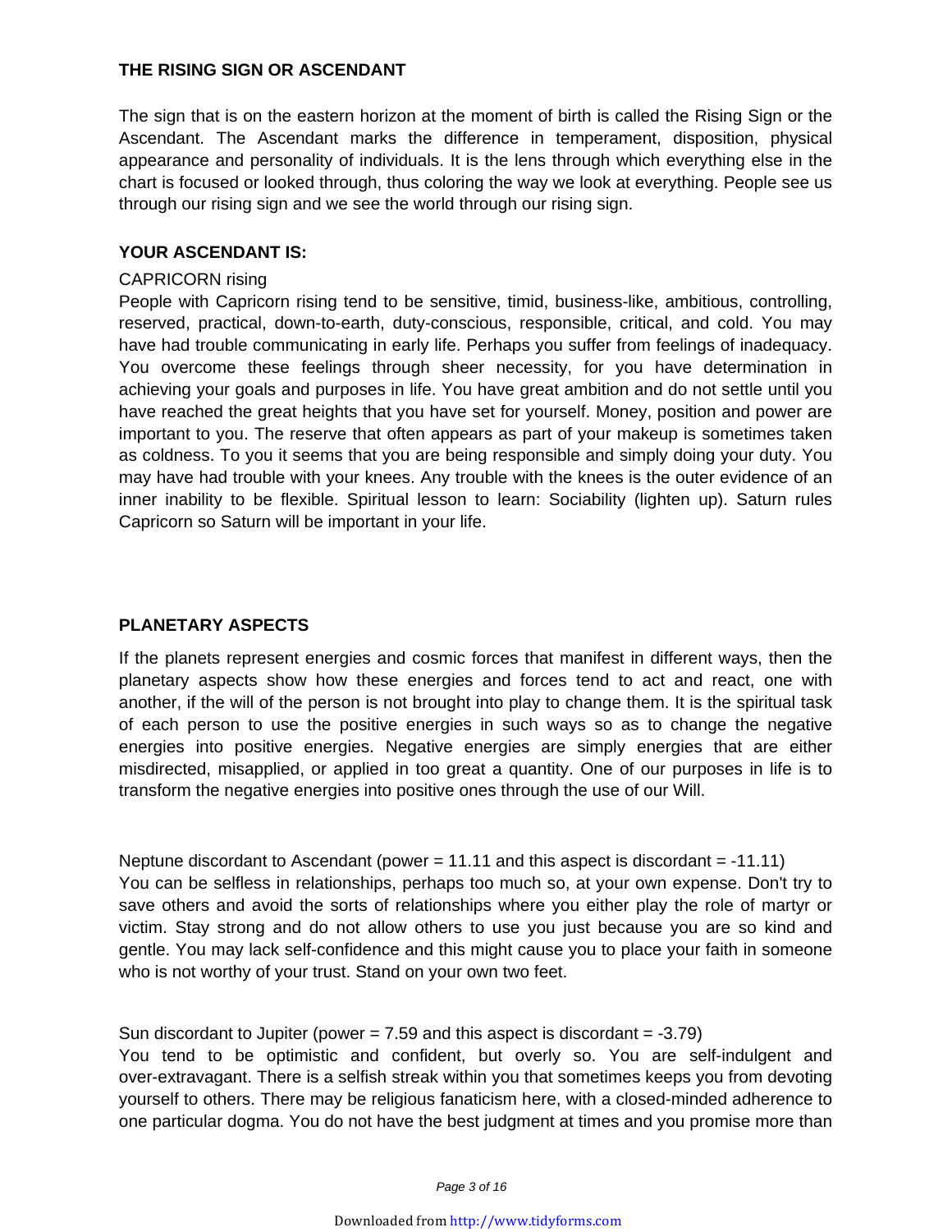## THE RISING SIGN OR ASCENDANT

The sign that is on the eastern horizon at the moment of birth is called the Rising Sign or the Ascendant. The Ascendant marks the difference in temperament, disposition, physical appearance and personality of individuals. It is the lens through which everything else in the chart is focused or looked through, thus coloring the way we look at everything. People see us through our rising sign and we see the world through our rising sign.

### YOUR ASCENDANT IS:

CAPRICORN rising
People with Capricorn rising tend to be sensitive, timid, business-like, ambitious, controlling, reserved, practical, down-to-earth, duty-conscious, responsible, critical, and cold. You may have had trouble communicating in early life. Perhaps you suffer from feelings of inadequacy. You overcome these feelings through sheer necessity, for you have determination in achieving your goals and purposes in life. You have great ambition and do not settle until you have reached the great heights that you have set for yourself. Money, position and power are important to you. The reserve that often appears as part of your makeup is sometimes taken as coldness. To you it seems that you are being responsible and simply doing your duty. You may have had trouble with your knees. Any trouble with the knees is the outer evidence of an inner inability to be flexible. Spiritual lesson to learn: Sociability (lighten up). Saturn rules Capricorn so Saturn will be important in your life.

## PLANETARY ASPECTS

If the planets represent energies and cosmic forces that manifest in different ways, then the planetary aspects show how these energies and forces tend to act and react, one with another, if the will of the person is not brought into play to change them. It is the spiritual task of each person to use the positive energies in such ways so as to change the negative energies into positive energies. Negative energies are simply energies that are either misdirected, misapplied, or applied in too great a quantity. One of our purposes in life is to transform the negative energies into positive ones through the use of our Will.

Neptune discordant to Ascendant (power = 11.11 and this aspect is discordant = -11.11)
You can be selfless in relationships, perhaps too much so, at your own expense. Don't try to save others and avoid the sorts of relationships where you either play the role of martyr or victim. Stay strong and do not allow others to use you just because you are so kind and gentle. You may lack self-confidence and this might cause you to place your faith in someone who is not worthy of your trust. Stand on your own two feet.

Sun discordant to Jupiter (power = 7.59 and this aspect is discordant = -3.79)
You tend to be optimistic and confident, but overly so. You are self-indulgent and over-extravagant. There is a selfish streak within you that sometimes keeps you from devoting yourself to others. There may be religious fanaticism here, with a closed-minded adherence to one particular dogma. You do not have the best judgment at times and you promise more than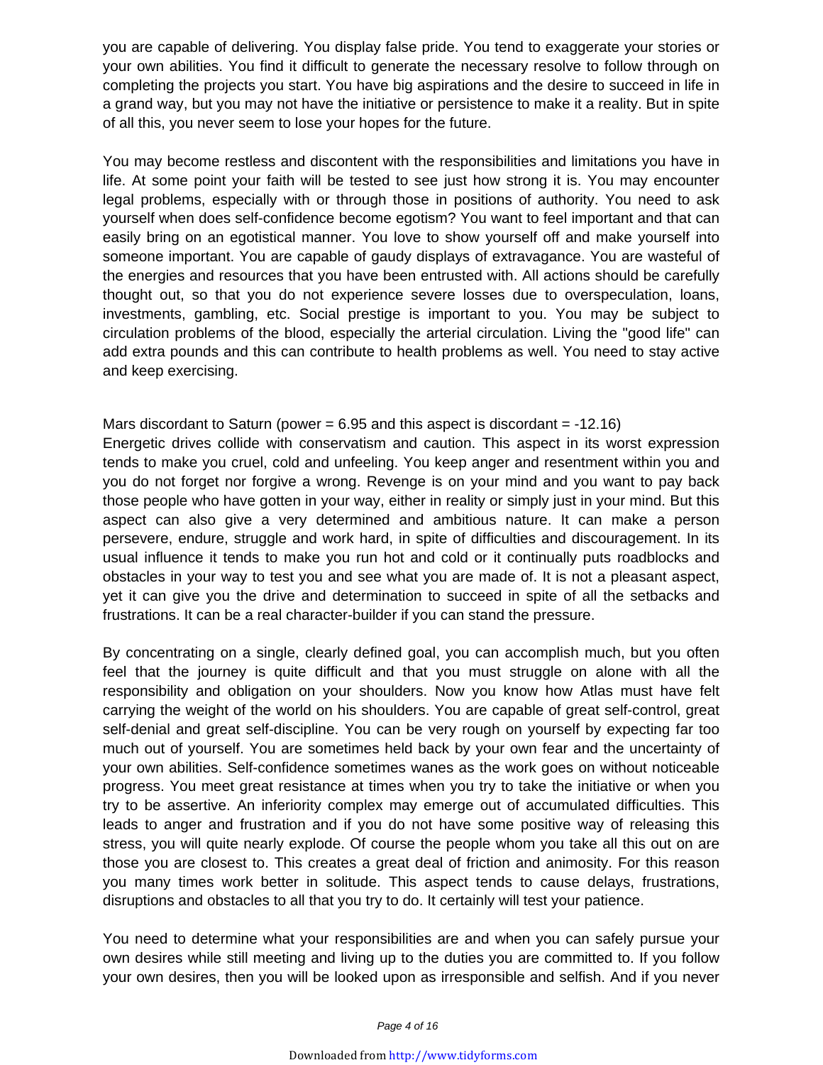you are capable of delivering. You display false pride. You tend to exaggerate your stories or your own abilities. You find it difficult to generate the necessary resolve to follow through on completing the projects you start. You have big aspirations and the desire to succeed in life in a grand way, but you may not have the initiative or persistence to make it a reality. But in spite of all this, you never seem to lose your hopes for the future.

You may become restless and discontent with the responsibilities and limitations you have in life. At some point your faith will be tested to see just how strong it is. You may encounter legal problems, especially with or through those in positions of authority. You need to ask yourself when does self-confidence become egotism? You want to feel important and that can easily bring on an egotistical manner. You love to show yourself off and make yourself into someone important. You are capable of gaudy displays of extravagance. You are wasteful of the energies and resources that you have been entrusted with. All actions should be carefully thought out, so that you do not experience severe losses due to overspeculation, loans, investments, gambling, etc. Social prestige is important to you. You may be subject to circulation problems of the blood, especially the arterial circulation. Living the "good life" can add extra pounds and this can contribute to health problems as well. You need to stay active and keep exercising.

Mars discordant to Saturn (power = 6.95 and this aspect is discordant = -12.16)
Energetic drives collide with conservatism and caution. This aspect in its worst expression tends to make you cruel, cold and unfeeling. You keep anger and resentment within you and you do not forget nor forgive a wrong. Revenge is on your mind and you want to pay back those people who have gotten in your way, either in reality or simply just in your mind. But this aspect can also give a very determined and ambitious nature. It can make a person persevere, endure, struggle and work hard, in spite of difficulties and discouragement. In its usual influence it tends to make you run hot and cold or it continually puts roadblocks and obstacles in your way to test you and see what you are made of. It is not a pleasant aspect, yet it can give you the drive and determination to succeed in spite of all the setbacks and frustrations. It can be a real character-builder if you can stand the pressure.

By concentrating on a single, clearly defined goal, you can accomplish much, but you often feel that the journey is quite difficult and that you must struggle on alone with all the responsibility and obligation on your shoulders. Now you know how Atlas must have felt carrying the weight of the world on his shoulders. You are capable of great self-control, great self-denial and great self-discipline. You can be very rough on yourself by expecting far too much out of yourself. You are sometimes held back by your own fear and the uncertainty of your own abilities. Self-confidence sometimes wanes as the work goes on without noticeable progress. You meet great resistance at times when you try to take the initiative or when you try to be assertive. An inferiority complex may emerge out of accumulated difficulties. This leads to anger and frustration and if you do not have some positive way of releasing this stress, you will quite nearly explode. Of course the people whom you take all this out on are those you are closest to. This creates a great deal of friction and animosity. For this reason you many times work better in solitude. This aspect tends to cause delays, frustrations, disruptions and obstacles to all that you try to do. It certainly will test your patience.

You need to determine what your responsibilities are and when you can safely pursue your own desires while still meeting and living up to the duties you are committed to. If you follow your own desires, then you will be looked upon as irresponsible and selfish. And if you never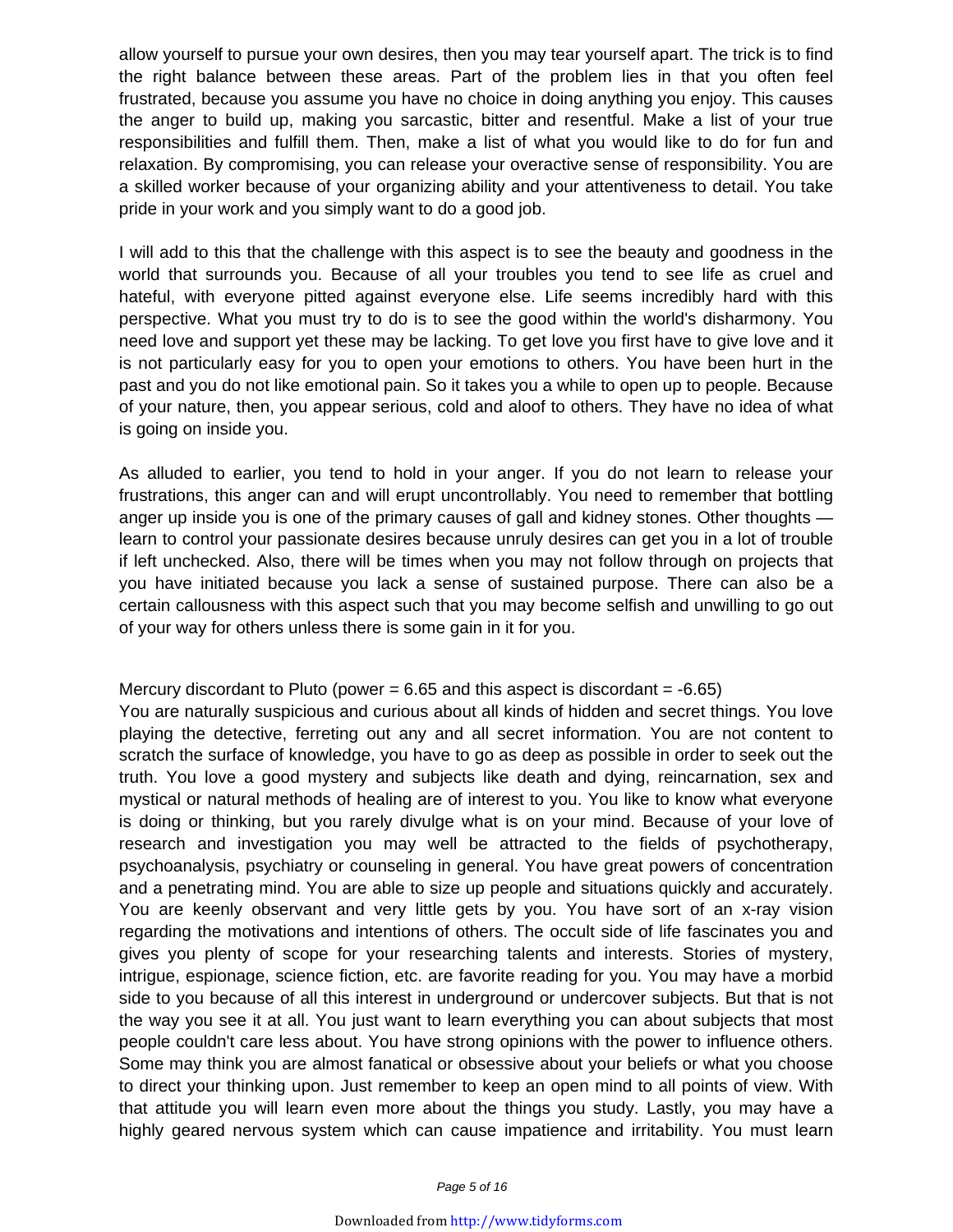allow yourself to pursue your own desires, then you may tear yourself apart. The trick is to find the right balance between these areas. Part of the problem lies in that you often feel frustrated, because you assume you have no choice in doing anything you enjoy. This causes the anger to build up, making you sarcastic, bitter and resentful. Make a list of your true responsibilities and fulfill them. Then, make a list of what you would like to do for fun and relaxation. By compromising, you can release your overactive sense of responsibility. You are a skilled worker because of your organizing ability and your attentiveness to detail. You take pride in your work and you simply want to do a good job.

I will add to this that the challenge with this aspect is to see the beauty and goodness in the world that surrounds you. Because of all your troubles you tend to see life as cruel and hateful, with everyone pitted against everyone else. Life seems incredibly hard with this perspective. What you must try to do is to see the good within the world's disharmony. You need love and support yet these may be lacking. To get love you first have to give love and it is not particularly easy for you to open your emotions to others. You have been hurt in the past and you do not like emotional pain. So it takes you a while to open up to people. Because of your nature, then, you appear serious, cold and aloof to others. They have no idea of what is going on inside you.

As alluded to earlier, you tend to hold in your anger. If you do not learn to release your frustrations, this anger can and will erupt uncontrollably. You need to remember that bottling anger up inside you is one of the primary causes of gall and kidney stones. Other thoughts — learn to control your passionate desires because unruly desires can get you in a lot of trouble if left unchecked. Also, there will be times when you may not follow through on projects that you have initiated because you lack a sense of sustained purpose. There can also be a certain callousness with this aspect such that you may become selfish and unwilling to go out of your way for others unless there is some gain in it for you.

Mercury discordant to Pluto (power = 6.65 and this aspect is discordant = -6.65)
You are naturally suspicious and curious about all kinds of hidden and secret things. You love playing the detective, ferreting out any and all secret information. You are not content to scratch the surface of knowledge, you have to go as deep as possible in order to seek out the truth. You love a good mystery and subjects like death and dying, reincarnation, sex and mystical or natural methods of healing are of interest to you. You like to know what everyone is doing or thinking, but you rarely divulge what is on your mind. Because of your love of research and investigation you may well be attracted to the fields of psychotherapy, psychoanalysis, psychiatry or counseling in general. You have great powers of concentration and a penetrating mind. You are able to size up people and situations quickly and accurately. You are keenly observant and very little gets by you. You have sort of an x-ray vision regarding the motivations and intentions of others. The occult side of life fascinates you and gives you plenty of scope for your researching talents and interests. Stories of mystery, intrigue, espionage, science fiction, etc. are favorite reading for you. You may have a morbid side to you because of all this interest in underground or undercover subjects. But that is not the way you see it at all. You just want to learn everything you can about subjects that most people couldn't care less about. You have strong opinions with the power to influence others. Some may think you are almost fanatical or obsessive about your beliefs or what you choose to direct your thinking upon. Just remember to keep an open mind to all points of view. With that attitude you will learn even more about the things you study. Lastly, you may have a highly geared nervous system which can cause impatience and irritability. You must learn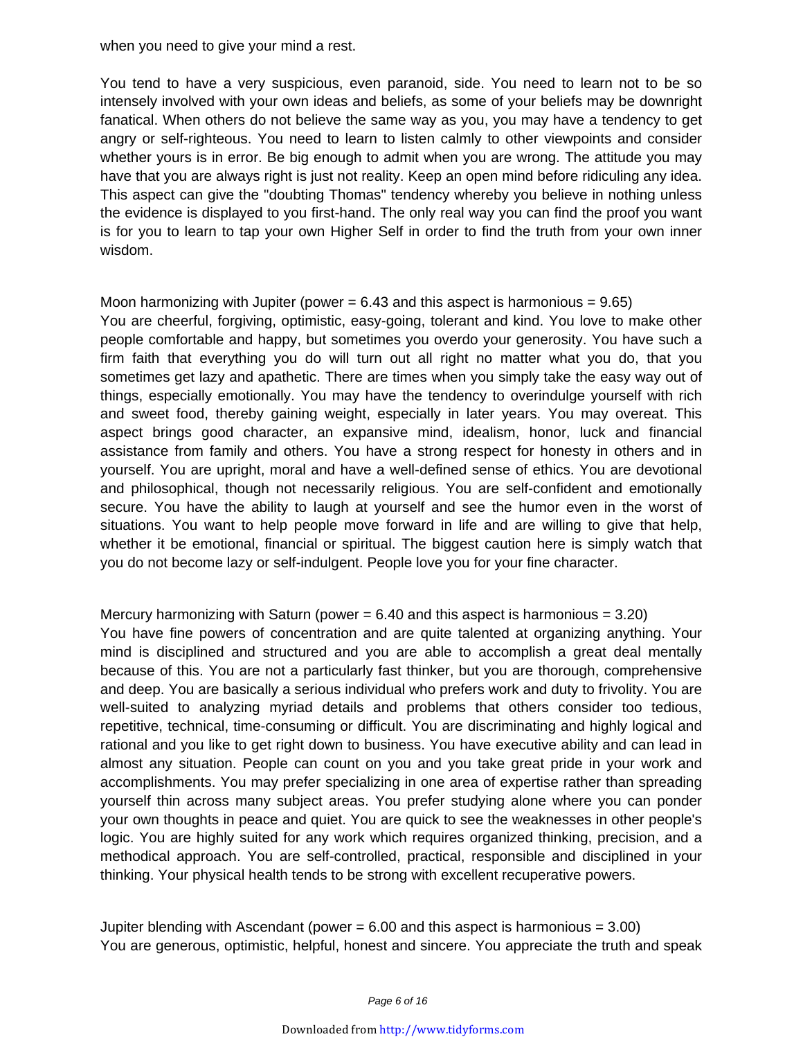when you need to give your mind a rest.

You tend to have a very suspicious, even paranoid, side. You need to learn not to be so intensely involved with your own ideas and beliefs, as some of your beliefs may be downright fanatical. When others do not believe the same way as you, you may have a tendency to get angry or self-righteous. You need to learn to listen calmly to other viewpoints and consider whether yours is in error. Be big enough to admit when you are wrong. The attitude you may have that you are always right is just not reality. Keep an open mind before ridiculing any idea. This aspect can give the "doubting Thomas" tendency whereby you believe in nothing unless the evidence is displayed to you first-hand. The only real way you can find the proof you want is for you to learn to tap your own Higher Self in order to find the truth from your own inner wisdom.

Moon harmonizing with Jupiter (power = 6.43 and this aspect is harmonious = 9.65)
You are cheerful, forgiving, optimistic, easy-going, tolerant and kind. You love to make other people comfortable and happy, but sometimes you overdo your generosity. You have such a firm faith that everything you do will turn out all right no matter what you do, that you sometimes get lazy and apathetic. There are times when you simply take the easy way out of things, especially emotionally. You may have the tendency to overindulge yourself with rich and sweet food, thereby gaining weight, especially in later years. You may overeat. This aspect brings good character, an expansive mind, idealism, honor, luck and financial assistance from family and others. You have a strong respect for honesty in others and in yourself. You are upright, moral and have a well-defined sense of ethics. You are devotional and philosophical, though not necessarily religious. You are self-confident and emotionally secure. You have the ability to laugh at yourself and see the humor even in the worst of situations. You want to help people move forward in life and are willing to give that help, whether it be emotional, financial or spiritual. The biggest caution here is simply watch that you do not become lazy or self-indulgent. People love you for your fine character.

Mercury harmonizing with Saturn (power = 6.40 and this aspect is harmonious = 3.20)
You have fine powers of concentration and are quite talented at organizing anything. Your mind is disciplined and structured and you are able to accomplish a great deal mentally because of this. You are not a particularly fast thinker, but you are thorough, comprehensive and deep. You are basically a serious individual who prefers work and duty to frivolity. You are well-suited to analyzing myriad details and problems that others consider too tedious, repetitive, technical, time-consuming or difficult. You are discriminating and highly logical and rational and you like to get right down to business. You have executive ability and can lead in almost any situation. People can count on you and you take great pride in your work and accomplishments. You may prefer specializing in one area of expertise rather than spreading yourself thin across many subject areas. You prefer studying alone where you can ponder your own thoughts in peace and quiet. You are quick to see the weaknesses in other people's logic. You are highly suited for any work which requires organized thinking, precision, and a methodical approach. You are self-controlled, practical, responsible and disciplined in your thinking. Your physical health tends to be strong with excellent recuperative powers.

Jupiter blending with Ascendant (power = 6.00 and this aspect is harmonious = 3.00)
You are generous, optimistic, helpful, honest and sincere. You appreciate the truth and speak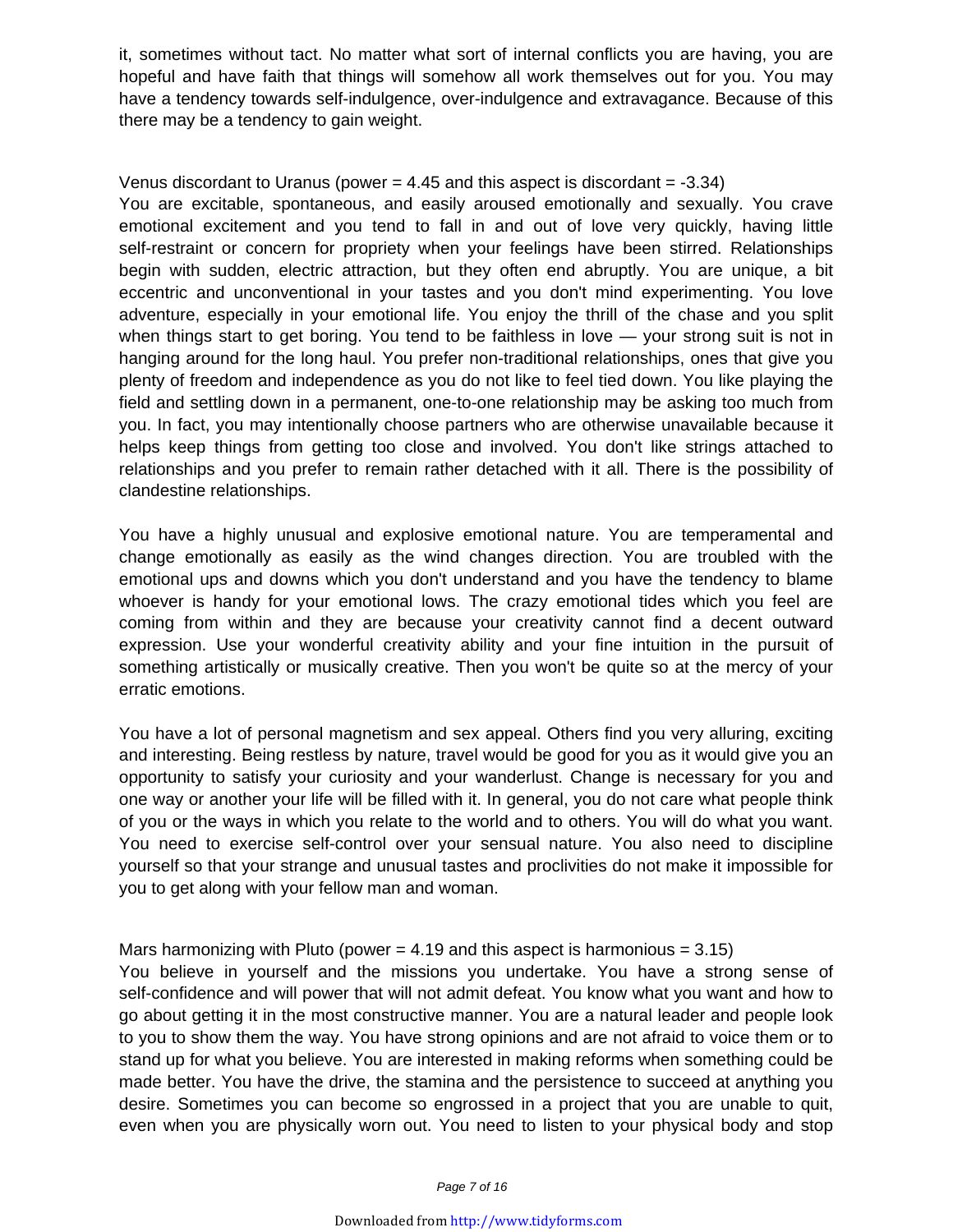it, sometimes without tact. No matter what sort of internal conflicts you are having, you are hopeful and have faith that things will somehow all work themselves out for you. You may have a tendency towards self-indulgence, over-indulgence and extravagance. Because of this there may be a tendency to gain weight.

Venus discordant to Uranus (power = 4.45 and this aspect is discordant = -3.34)
You are excitable, spontaneous, and easily aroused emotionally and sexually. You crave emotional excitement and you tend to fall in and out of love very quickly, having little self-restraint or concern for propriety when your feelings have been stirred. Relationships begin with sudden, electric attraction, but they often end abruptly. You are unique, a bit eccentric and unconventional in your tastes and you don't mind experimenting. You love adventure, especially in your emotional life. You enjoy the thrill of the chase and you split when things start to get boring. You tend to be faithless in love — your strong suit is not in hanging around for the long haul. You prefer non-traditional relationships, ones that give you plenty of freedom and independence as you do not like to feel tied down. You like playing the field and settling down in a permanent, one-to-one relationship may be asking too much from you. In fact, you may intentionally choose partners who are otherwise unavailable because it helps keep things from getting too close and involved. You don't like strings attached to relationships and you prefer to remain rather detached with it all. There is the possibility of clandestine relationships.

You have a highly unusual and explosive emotional nature. You are temperamental and change emotionally as easily as the wind changes direction. You are troubled with the emotional ups and downs which you don't understand and you have the tendency to blame whoever is handy for your emotional lows. The crazy emotional tides which you feel are coming from within and they are because your creativity cannot find a decent outward expression. Use your wonderful creativity ability and your fine intuition in the pursuit of something artistically or musically creative. Then you won't be quite so at the mercy of your erratic emotions.

You have a lot of personal magnetism and sex appeal. Others find you very alluring, exciting and interesting. Being restless by nature, travel would be good for you as it would give you an opportunity to satisfy your curiosity and your wanderlust. Change is necessary for you and one way or another your life will be filled with it. In general, you do not care what people think of you or the ways in which you relate to the world and to others. You will do what you want. You need to exercise self-control over your sensual nature. You also need to discipline yourself so that your strange and unusual tastes and proclivities do not make it impossible for you to get along with your fellow man and woman.

Mars harmonizing with Pluto (power = 4.19 and this aspect is harmonious = 3.15)
You believe in yourself and the missions you undertake. You have a strong sense of self-confidence and will power that will not admit defeat. You know what you want and how to go about getting it in the most constructive manner. You are a natural leader and people look to you to show them the way. You have strong opinions and are not afraid to voice them or to stand up for what you believe. You are interested in making reforms when something could be made better. You have the drive, the stamina and the persistence to succeed at anything you desire. Sometimes you can become so engrossed in a project that you are unable to quit, even when you are physically worn out. You need to listen to your physical body and stop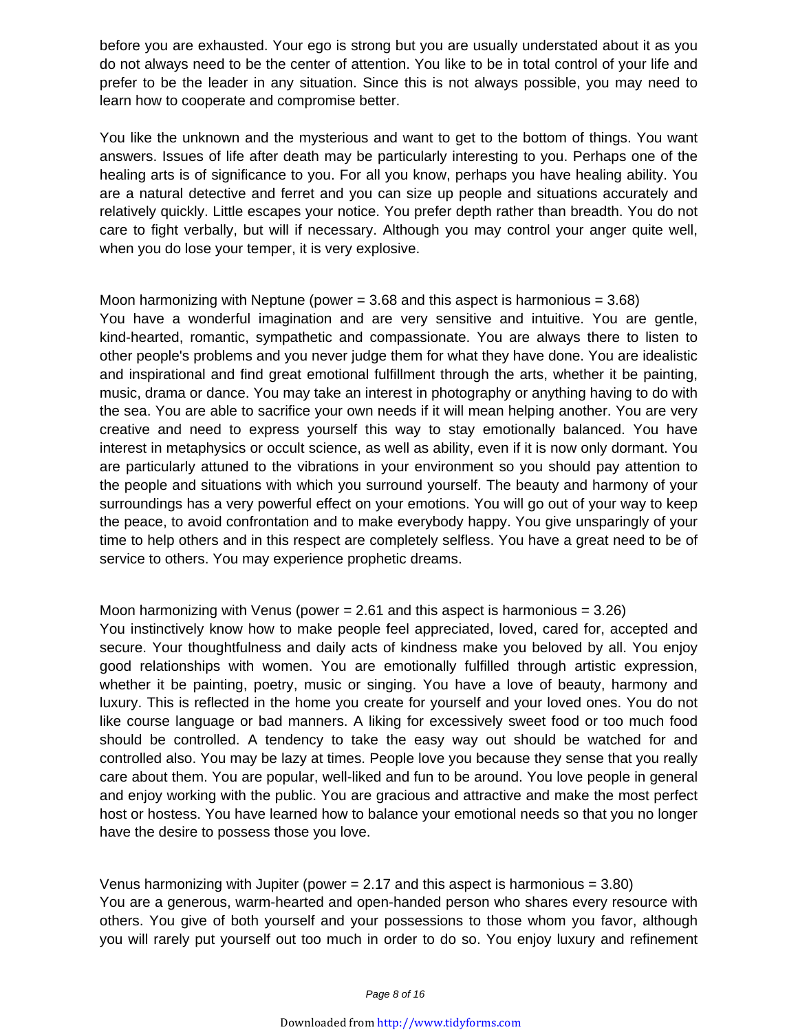before you are exhausted. Your ego is strong but you are usually understated about it as you do not always need to be the center of attention. You like to be in total control of your life and prefer to be the leader in any situation. Since this is not always possible, you may need to learn how to cooperate and compromise better.

You like the unknown and the mysterious and want to get to the bottom of things. You want answers. Issues of life after death may be particularly interesting to you. Perhaps one of the healing arts is of significance to you. For all you know, perhaps you have healing ability. You are a natural detective and ferret and you can size up people and situations accurately and relatively quickly. Little escapes your notice. You prefer depth rather than breadth. You do not care to fight verbally, but will if necessary. Although you may control your anger quite well, when you do lose your temper, it is very explosive.

Moon harmonizing with Neptune (power = 3.68 and this aspect is harmonious = 3.68)
You have a wonderful imagination and are very sensitive and intuitive. You are gentle, kind-hearted, romantic, sympathetic and compassionate. You are always there to listen to other people's problems and you never judge them for what they have done. You are idealistic and inspirational and find great emotional fulfillment through the arts, whether it be painting, music, drama or dance. You may take an interest in photography or anything having to do with the sea. You are able to sacrifice your own needs if it will mean helping another. You are very creative and need to express yourself this way to stay emotionally balanced. You have interest in metaphysics or occult science, as well as ability, even if it is now only dormant. You are particularly attuned to the vibrations in your environment so you should pay attention to the people and situations with which you surround yourself. The beauty and harmony of your surroundings has a very powerful effect on your emotions. You will go out of your way to keep the peace, to avoid confrontation and to make everybody happy. You give unsparingly of your time to help others and in this respect are completely selfless. You have a great need to be of service to others. You may experience prophetic dreams.

Moon harmonizing with Venus (power = 2.61 and this aspect is harmonious = 3.26)
You instinctively know how to make people feel appreciated, loved, cared for, accepted and secure. Your thoughtfulness and daily acts of kindness make you beloved by all. You enjoy good relationships with women. You are emotionally fulfilled through artistic expression, whether it be painting, poetry, music or singing. You have a love of beauty, harmony and luxury. This is reflected in the home you create for yourself and your loved ones. You do not like course language or bad manners. A liking for excessively sweet food or too much food should be controlled. A tendency to take the easy way out should be watched for and controlled also. You may be lazy at times. People love you because they sense that you really care about them. You are popular, well-liked and fun to be around. You love people in general and enjoy working with the public. You are gracious and attractive and make the most perfect host or hostess. You have learned how to balance your emotional needs so that you no longer have the desire to possess those you love.

Venus harmonizing with Jupiter (power = 2.17 and this aspect is harmonious = 3.80)
You are a generous, warm-hearted and open-handed person who shares every resource with others. You give of both yourself and your possessions to those whom you favor, although you will rarely put yourself out too much in order to do so. You enjoy luxury and refinement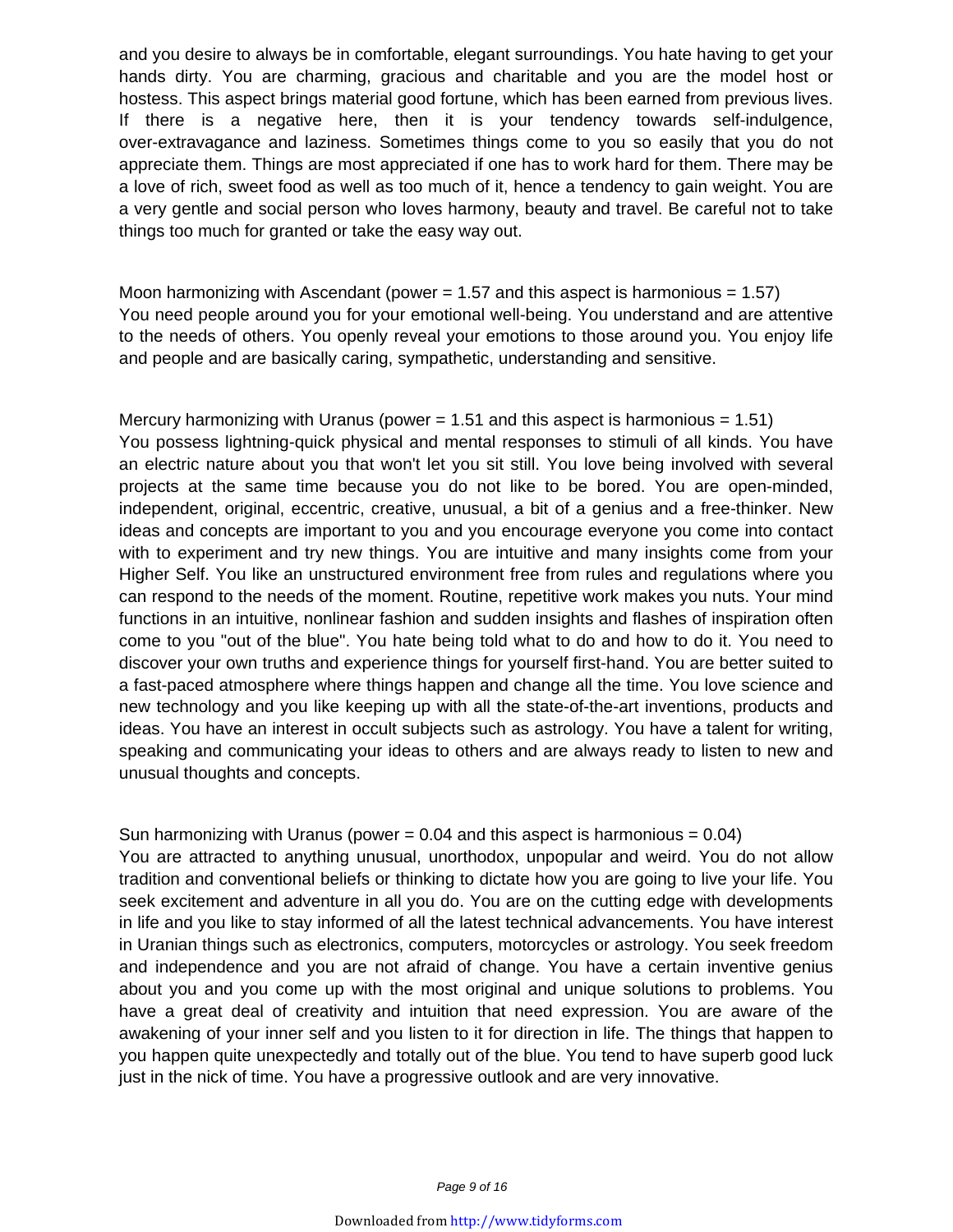and you desire to always be in comfortable, elegant surroundings. You hate having to get your hands dirty. You are charming, gracious and charitable and you are the model host or hostess. This aspect brings material good fortune, which has been earned from previous lives. If there is a negative here, then it is your tendency towards self-indulgence, over-extravagance and laziness. Sometimes things come to you so easily that you do not appreciate them. Things are most appreciated if one has to work hard for them. There may be a love of rich, sweet food as well as too much of it, hence a tendency to gain weight. You are a very gentle and social person who loves harmony, beauty and travel. Be careful not to take things too much for granted or take the easy way out.

Moon harmonizing with Ascendant (power = 1.57 and this aspect is harmonious = 1.57)
You need people around you for your emotional well-being. You understand and are attentive to the needs of others. You openly reveal your emotions to those around you. You enjoy life and people and are basically caring, sympathetic, understanding and sensitive.

Mercury harmonizing with Uranus (power = 1.51 and this aspect is harmonious = 1.51)
You possess lightning-quick physical and mental responses to stimuli of all kinds. You have an electric nature about you that won't let you sit still. You love being involved with several projects at the same time because you do not like to be bored. You are open-minded, independent, original, eccentric, creative, unusual, a bit of a genius and a free-thinker. New ideas and concepts are important to you and you encourage everyone you come into contact with to experiment and try new things. You are intuitive and many insights come from your Higher Self. You like an unstructured environment free from rules and regulations where you can respond to the needs of the moment. Routine, repetitive work makes you nuts. Your mind functions in an intuitive, nonlinear fashion and sudden insights and flashes of inspiration often come to you "out of the blue". You hate being told what to do and how to do it. You need to discover your own truths and experience things for yourself first-hand. You are better suited to a fast-paced atmosphere where things happen and change all the time. You love science and new technology and you like keeping up with all the state-of-the-art inventions, products and ideas. You have an interest in occult subjects such as astrology. You have a talent for writing, speaking and communicating your ideas to others and are always ready to listen to new and unusual thoughts and concepts.

Sun harmonizing with Uranus (power = 0.04 and this aspect is harmonious = 0.04)
You are attracted to anything unusual, unorthodox, unpopular and weird. You do not allow tradition and conventional beliefs or thinking to dictate how you are going to live your life. You seek excitement and adventure in all you do. You are on the cutting edge with developments in life and you like to stay informed of all the latest technical advancements. You have interest in Uranian things such as electronics, computers, motorcycles or astrology. You seek freedom and independence and you are not afraid of change. You have a certain inventive genius about you and you come up with the most original and unique solutions to problems. You have a great deal of creativity and intuition that need expression. You are aware of the awakening of your inner self and you listen to it for direction in life. The things that happen to you happen quite unexpectedly and totally out of the blue. You tend to have superb good luck just in the nick of time. You have a progressive outlook and are very innovative.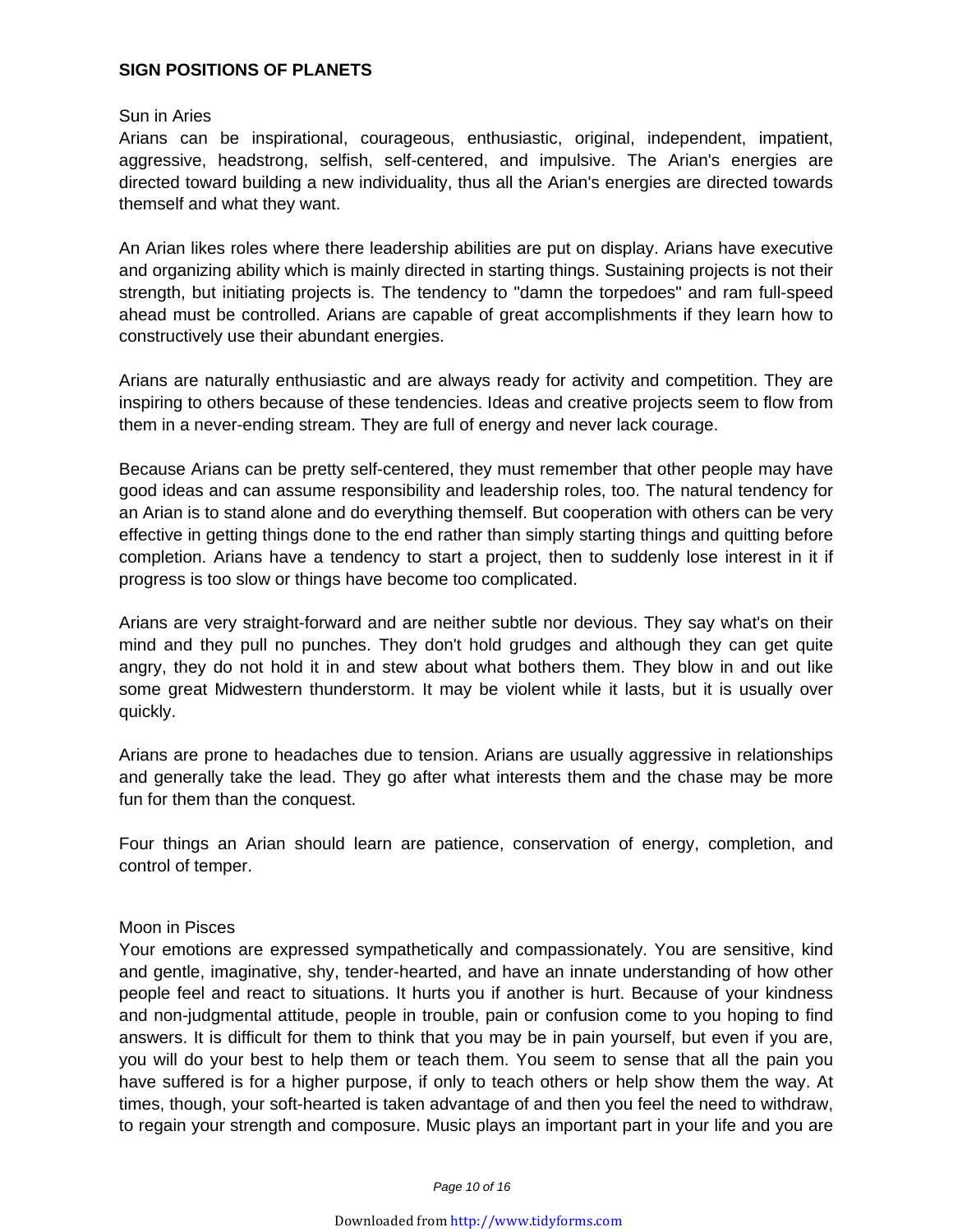## SIGN POSITIONS OF PLANETS

Sun in Aries

Arians can be inspirational, courageous, enthusiastic, original, independent, impatient, aggressive, headstrong, selfish, self-centered, and impulsive. The Arian's energies are directed toward building a new individuality, thus all the Arian's energies are directed towards themself and what they want.

An Arian likes roles where there leadership abilities are put on display. Arians have executive and organizing ability which is mainly directed in starting things. Sustaining projects is not their strength, but initiating projects is. The tendency to "damn the torpedoes" and ram full-speed ahead must be controlled. Arians are capable of great accomplishments if they learn how to constructively use their abundant energies.

Arians are naturally enthusiastic and are always ready for activity and competition. They are inspiring to others because of these tendencies. Ideas and creative projects seem to flow from them in a never-ending stream. They are full of energy and never lack courage.

Because Arians can be pretty self-centered, they must remember that other people may have good ideas and can assume responsibility and leadership roles, too. The natural tendency for an Arian is to stand alone and do everything themself. But cooperation with others can be very effective in getting things done to the end rather than simply starting things and quitting before completion. Arians have a tendency to start a project, then to suddenly lose interest in it if progress is too slow or things have become too complicated.

Arians are very straight-forward and are neither subtle nor devious. They say what's on their mind and they pull no punches. They don't hold grudges and although they can get quite angry, they do not hold it in and stew about what bothers them. They blow in and out like some great Midwestern thunderstorm. It may be violent while it lasts, but it is usually over quickly.

Arians are prone to headaches due to tension. Arians are usually aggressive in relationships and generally take the lead. They go after what interests them and the chase may be more fun for them than the conquest.

Four things an Arian should learn are patience, conservation of energy, completion, and control of temper.

Moon in Pisces

Your emotions are expressed sympathetically and compassionately. You are sensitive, kind and gentle, imaginative, shy, tender-hearted, and have an innate understanding of how other people feel and react to situations. It hurts you if another is hurt. Because of your kindness and non-judgmental attitude, people in trouble, pain or confusion come to you hoping to find answers. It is difficult for them to think that you may be in pain yourself, but even if you are, you will do your best to help them or teach them. You seem to sense that all the pain you have suffered is for a higher purpose, if only to teach others or help show them the way. At times, though, your soft-hearted is taken advantage of and then you feel the need to withdraw, to regain your strength and composure. Music plays an important part in your life and you are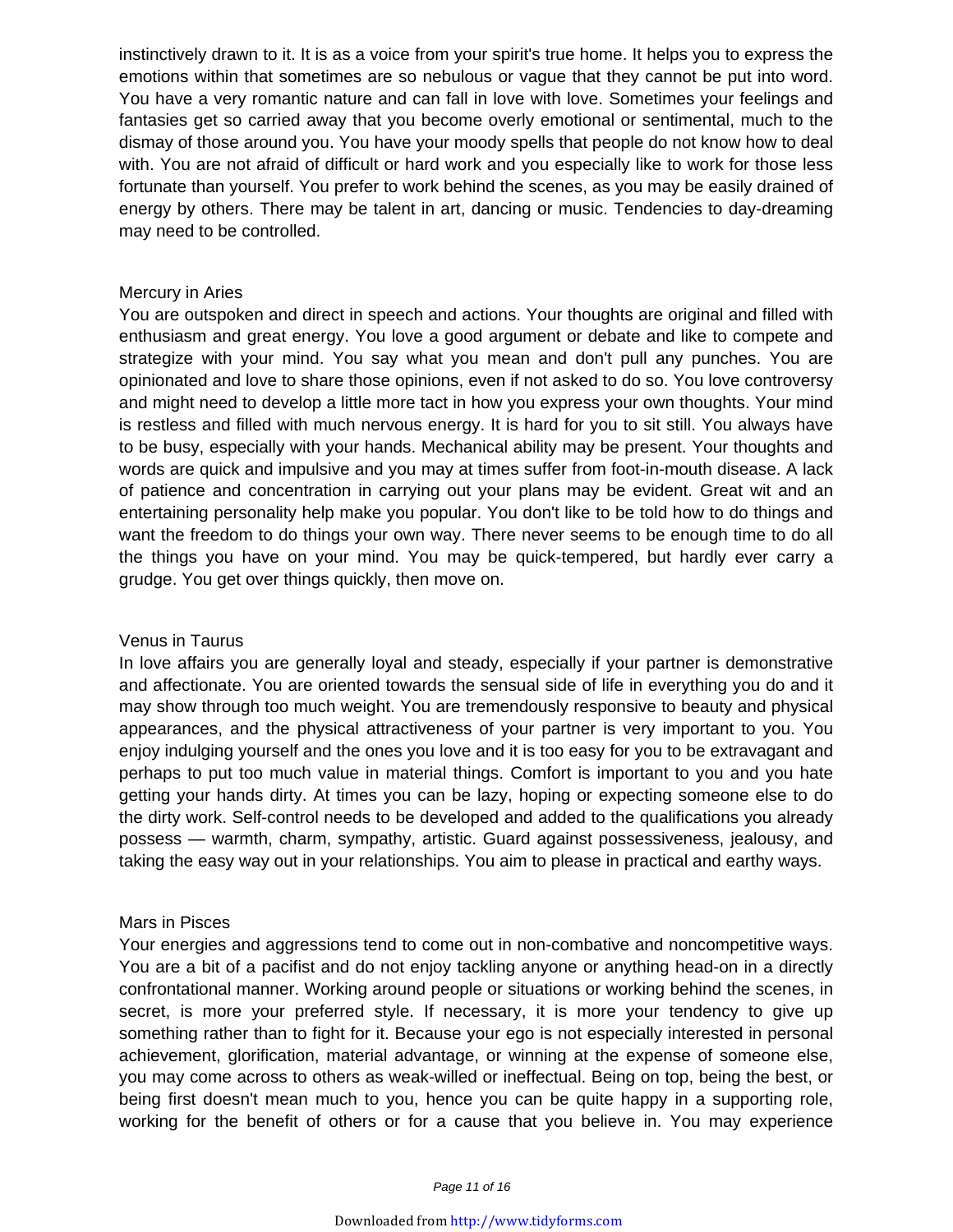instinctively drawn to it. It is as a voice from your spirit's true home. It helps you to express the emotions within that sometimes are so nebulous or vague that they cannot be put into word. You have a very romantic nature and can fall in love with love. Sometimes your feelings and fantasies get so carried away that you become overly emotional or sentimental, much to the dismay of those around you. You have your moody spells that people do not know how to deal with. You are not afraid of difficult or hard work and you especially like to work for those less fortunate than yourself. You prefer to work behind the scenes, as you may be easily drained of energy by others. There may be talent in art, dancing or music. Tendencies to day-dreaming may need to be controlled.

Mercury in Aries

You are outspoken and direct in speech and actions. Your thoughts are original and filled with enthusiasm and great energy. You love a good argument or debate and like to compete and strategize with your mind. You say what you mean and don't pull any punches. You are opinionated and love to share those opinions, even if not asked to do so. You love controversy and might need to develop a little more tact in how you express your own thoughts. Your mind is restless and filled with much nervous energy. It is hard for you to sit still. You always have to be busy, especially with your hands. Mechanical ability may be present. Your thoughts and words are quick and impulsive and you may at times suffer from foot-in-mouth disease. A lack of patience and concentration in carrying out your plans may be evident. Great wit and an entertaining personality help make you popular. You don't like to be told how to do things and want the freedom to do things your own way. There never seems to be enough time to do all the things you have on your mind. You may be quick-tempered, but hardly ever carry a grudge. You get over things quickly, then move on.

Venus in Taurus

In love affairs you are generally loyal and steady, especially if your partner is demonstrative and affectionate. You are oriented towards the sensual side of life in everything you do and it may show through too much weight. You are tremendously responsive to beauty and physical appearances, and the physical attractiveness of your partner is very important to you. You enjoy indulging yourself and the ones you love and it is too easy for you to be extravagant and perhaps to put too much value in material things. Comfort is important to you and you hate getting your hands dirty. At times you can be lazy, hoping or expecting someone else to do the dirty work. Self-control needs to be developed and added to the qualifications you already possess — warmth, charm, sympathy, artistic. Guard against possessiveness, jealousy, and taking the easy way out in your relationships. You aim to please in practical and earthy ways.

Mars in Pisces

Your energies and aggressions tend to come out in non-combative and noncompetitive ways. You are a bit of a pacifist and do not enjoy tackling anyone or anything head-on in a directly confrontational manner. Working around people or situations or working behind the scenes, in secret, is more your preferred style. If necessary, it is more your tendency to give up something rather than to fight for it. Because your ego is not especially interested in personal achievement, glorification, material advantage, or winning at the expense of someone else, you may come across to others as weak-willed or ineffectual. Being on top, being the best, or being first doesn't mean much to you, hence you can be quite happy in a supporting role, working for the benefit of others or for a cause that you believe in. You may experience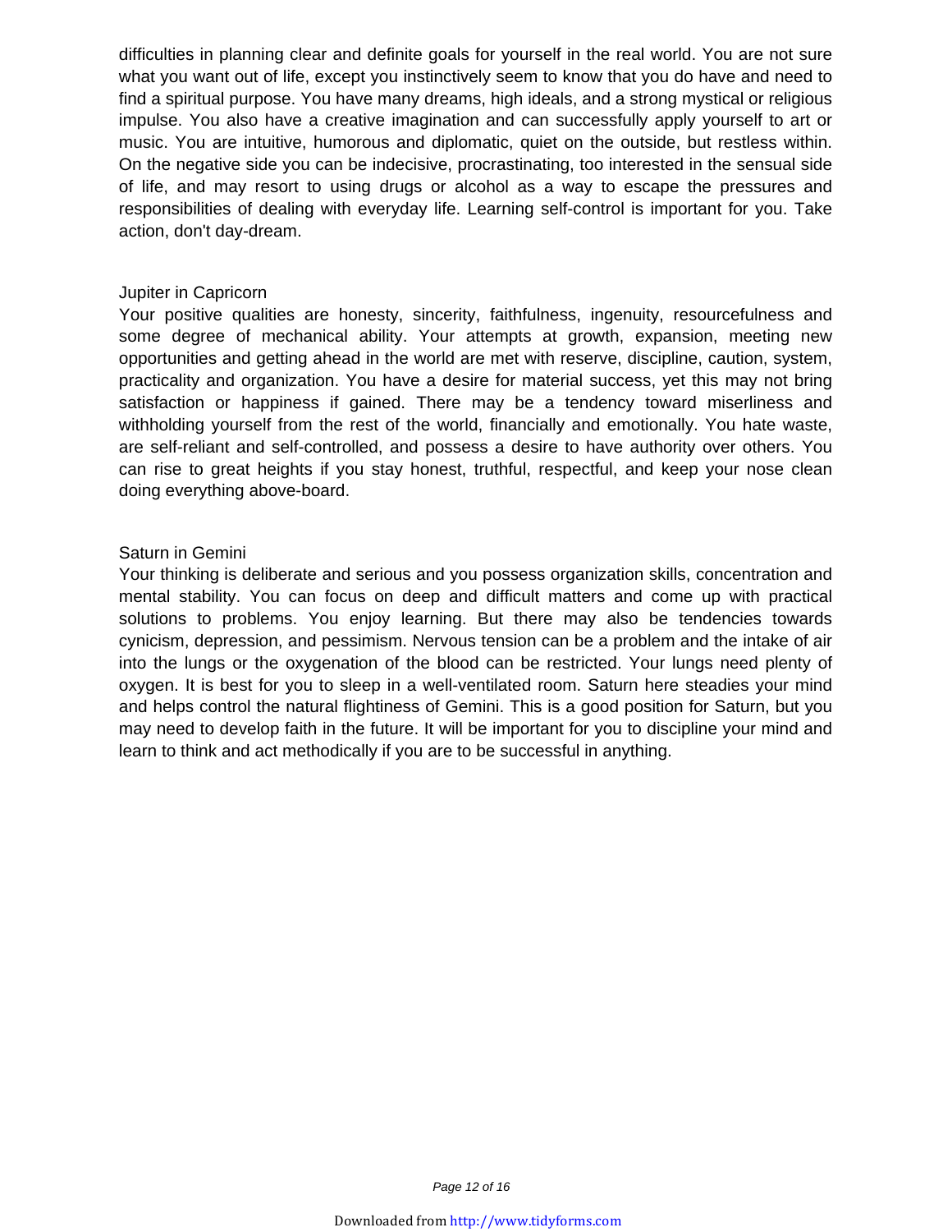difficulties in planning clear and definite goals for yourself in the real world. You are not sure what you want out of life, except you instinctively seem to know that you do have and need to find a spiritual purpose. You have many dreams, high ideals, and a strong mystical or religious impulse. You also have a creative imagination and can successfully apply yourself to art or music. You are intuitive, humorous and diplomatic, quiet on the outside, but restless within. On the negative side you can be indecisive, procrastinating, too interested in the sensual side of life, and may resort to using drugs or alcohol as a way to escape the pressures and responsibilities of dealing with everyday life. Learning self-control is important for you. Take action, don't day-dream.

### Jupiter in Capricorn

Your positive qualities are honesty, sincerity, faithfulness, ingenuity, resourcefulness and some degree of mechanical ability. Your attempts at growth, expansion, meeting new opportunities and getting ahead in the world are met with reserve, discipline, caution, system, practicality and organization. You have a desire for material success, yet this may not bring satisfaction or happiness if gained. There may be a tendency toward miserliness and withholding yourself from the rest of the world, financially and emotionally. You hate waste, are self-reliant and self-controlled, and possess a desire to have authority over others. You can rise to great heights if you stay honest, truthful, respectful, and keep your nose clean doing everything above-board.

### Saturn in Gemini

Your thinking is deliberate and serious and you possess organization skills, concentration and mental stability. You can focus on deep and difficult matters and come up with practical solutions to problems. You enjoy learning. But there may also be tendencies towards cynicism, depression, and pessimism. Nervous tension can be a problem and the intake of air into the lungs or the oxygenation of the blood can be restricted. Your lungs need plenty of oxygen. It is best for you to sleep in a well-ventilated room. Saturn here steadies your mind and helps control the natural flightiness of Gemini. This is a good position for Saturn, but you may need to develop faith in the future. It will be important for you to discipline your mind and learn to think and act methodically if you are to be successful in anything.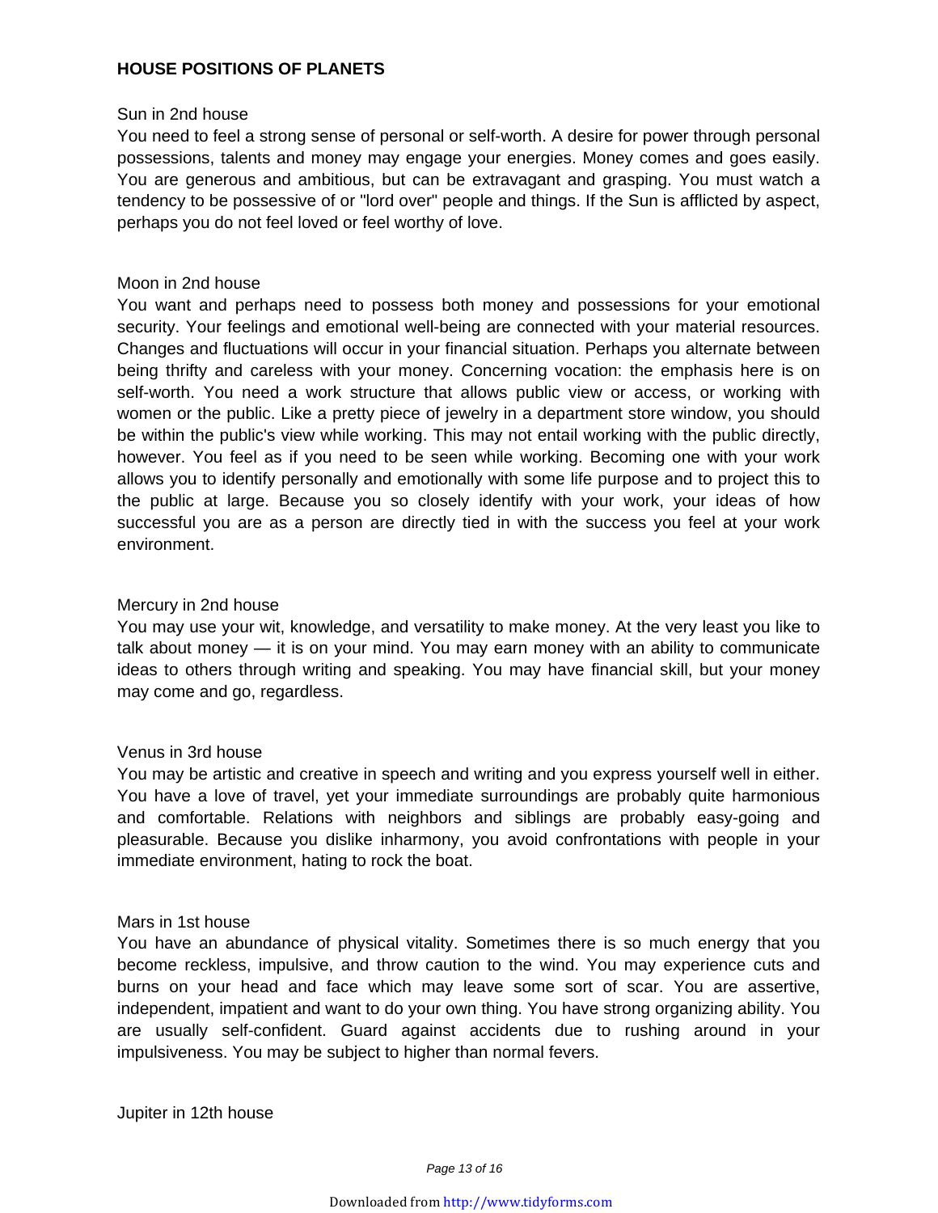**HOUSE POSITIONS OF PLANETS**

Sun in 2nd house

You need to feel a strong sense of personal or self-worth. A desire for power through personal possessions, talents and money may engage your energies. Money comes and goes easily. You are generous and ambitious, but can be extravagant and grasping. You must watch a tendency to be possessive of or "lord over" people and things. If the Sun is afflicted by aspect, perhaps you do not feel loved or feel worthy of love.

Moon in 2nd house

You want and perhaps need to possess both money and possessions for your emotional security. Your feelings and emotional well-being are connected with your material resources. Changes and fluctuations will occur in your financial situation. Perhaps you alternate between being thrifty and careless with your money. Concerning vocation: the emphasis here is on self-worth. You need a work structure that allows public view or access, or working with women or the public. Like a pretty piece of jewelry in a department store window, you should be within the public's view while working. This may not entail working with the public directly, however. You feel as if you need to be seen while working. Becoming one with your work allows you to identify personally and emotionally with some life purpose and to project this to the public at large. Because you so closely identify with your work, your ideas of how successful you are as a person are directly tied in with the success you feel at your work environment.

Mercury in 2nd house

You may use your wit, knowledge, and versatility to make money. At the very least you like to talk about money — it is on your mind. You may earn money with an ability to communicate ideas to others through writing and speaking. You may have financial skill, but your money may come and go, regardless.

Venus in 3rd house

You may be artistic and creative in speech and writing and you express yourself well in either. You have a love of travel, yet your immediate surroundings are probably quite harmonious and comfortable. Relations with neighbors and siblings are probably easy-going and pleasurable. Because you dislike inharmony, you avoid confrontations with people in your immediate environment, hating to rock the boat.

Mars in 1st house

You have an abundance of physical vitality. Sometimes there is so much energy that you become reckless, impulsive, and throw caution to the wind. You may experience cuts and burns on your head and face which may leave some sort of scar. You are assertive, independent, impatient and want to do your own thing. You have strong organizing ability. You are usually self-confident. Guard against accidents due to rushing around in your impulsiveness. You may be subject to higher than normal fevers.

Jupiter in 12th house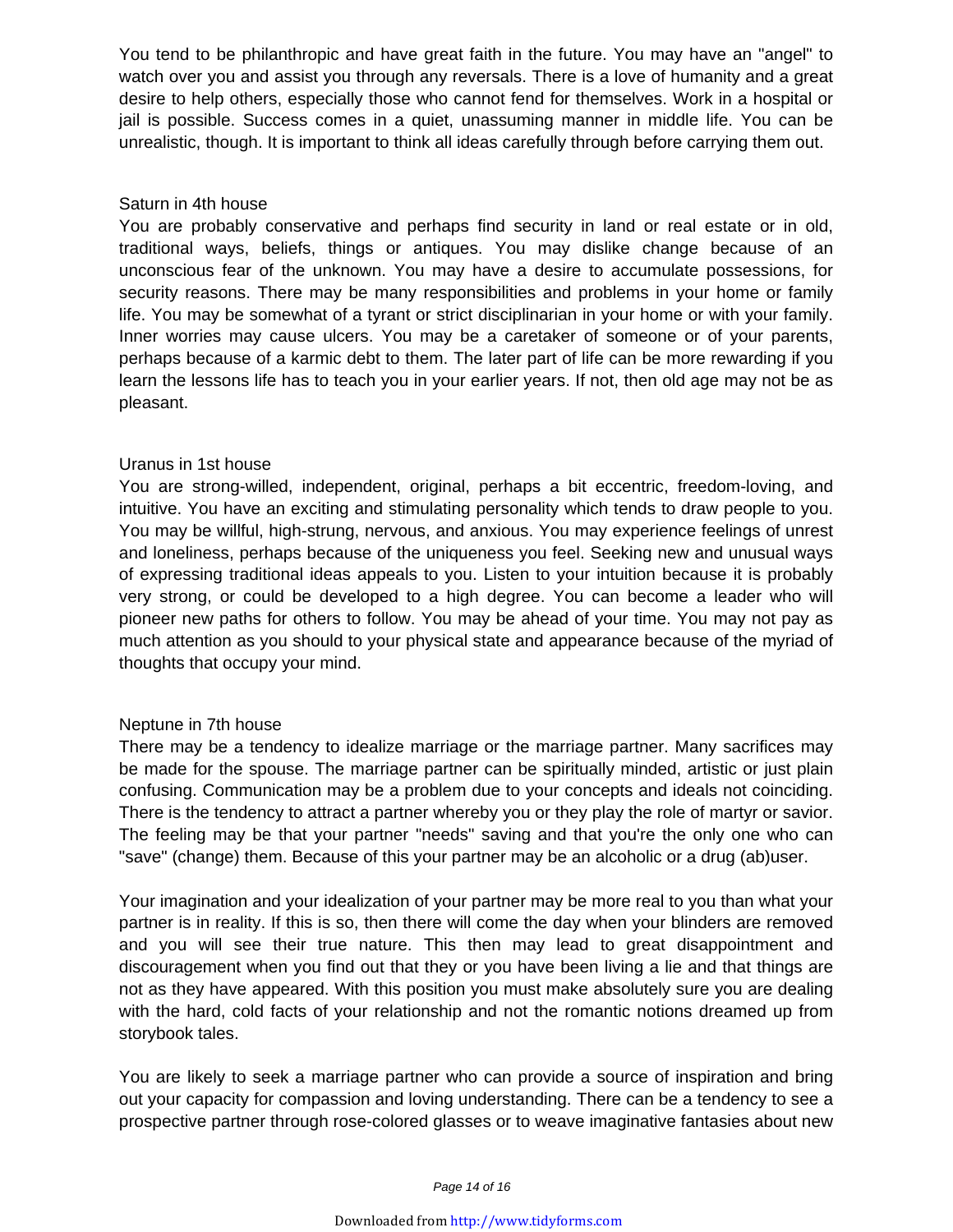You tend to be philanthropic and have great faith in the future. You may have an "angel" to watch over you and assist you through any reversals. There is a love of humanity and a great desire to help others, especially those who cannot fend for themselves. Work in a hospital or jail is possible. Success comes in a quiet, unassuming manner in middle life. You can be unrealistic, though. It is important to think all ideas carefully through before carrying them out.

### Saturn in 4th house

You are probably conservative and perhaps find security in land or real estate or in old, traditional ways, beliefs, things or antiques. You may dislike change because of an unconscious fear of the unknown. You may have a desire to accumulate possessions, for security reasons. There may be many responsibilities and problems in your home or family life. You may be somewhat of a tyrant or strict disciplinarian in your home or with your family. Inner worries may cause ulcers. You may be a caretaker of someone or of your parents, perhaps because of a karmic debt to them. The later part of life can be more rewarding if you learn the lessons life has to teach you in your earlier years. If not, then old age may not be as pleasant.

### Uranus in 1st house

You are strong-willed, independent, original, perhaps a bit eccentric, freedom-loving, and intuitive. You have an exciting and stimulating personality which tends to draw people to you. You may be willful, high-strung, nervous, and anxious. You may experience feelings of unrest and loneliness, perhaps because of the uniqueness you feel. Seeking new and unusual ways of expressing traditional ideas appeals to you. Listen to your intuition because it is probably very strong, or could be developed to a high degree. You can become a leader who will pioneer new paths for others to follow. You may be ahead of your time. You may not pay as much attention as you should to your physical state and appearance because of the myriad of thoughts that occupy your mind.

### Neptune in 7th house

There may be a tendency to idealize marriage or the marriage partner. Many sacrifices may be made for the spouse. The marriage partner can be spiritually minded, artistic or just plain confusing. Communication may be a problem due to your concepts and ideals not coinciding. There is the tendency to attract a partner whereby you or they play the role of martyr or savior. The feeling may be that your partner "needs" saving and that you're the only one who can "save" (change) them. Because of this your partner may be an alcoholic or a drug (ab)user.

Your imagination and your idealization of your partner may be more real to you than what your partner is in reality. If this is so, then there will come the day when your blinders are removed and you will see their true nature. This then may lead to great disappointment and discouragement when you find out that they or you have been living a lie and that things are not as they have appeared. With this position you must make absolutely sure you are dealing with the hard, cold facts of your relationship and not the romantic notions dreamed up from storybook tales.

You are likely to seek a marriage partner who can provide a source of inspiration and bring out your capacity for compassion and loving understanding. There can be a tendency to see a prospective partner through rose-colored glasses or to weave imaginative fantasies about new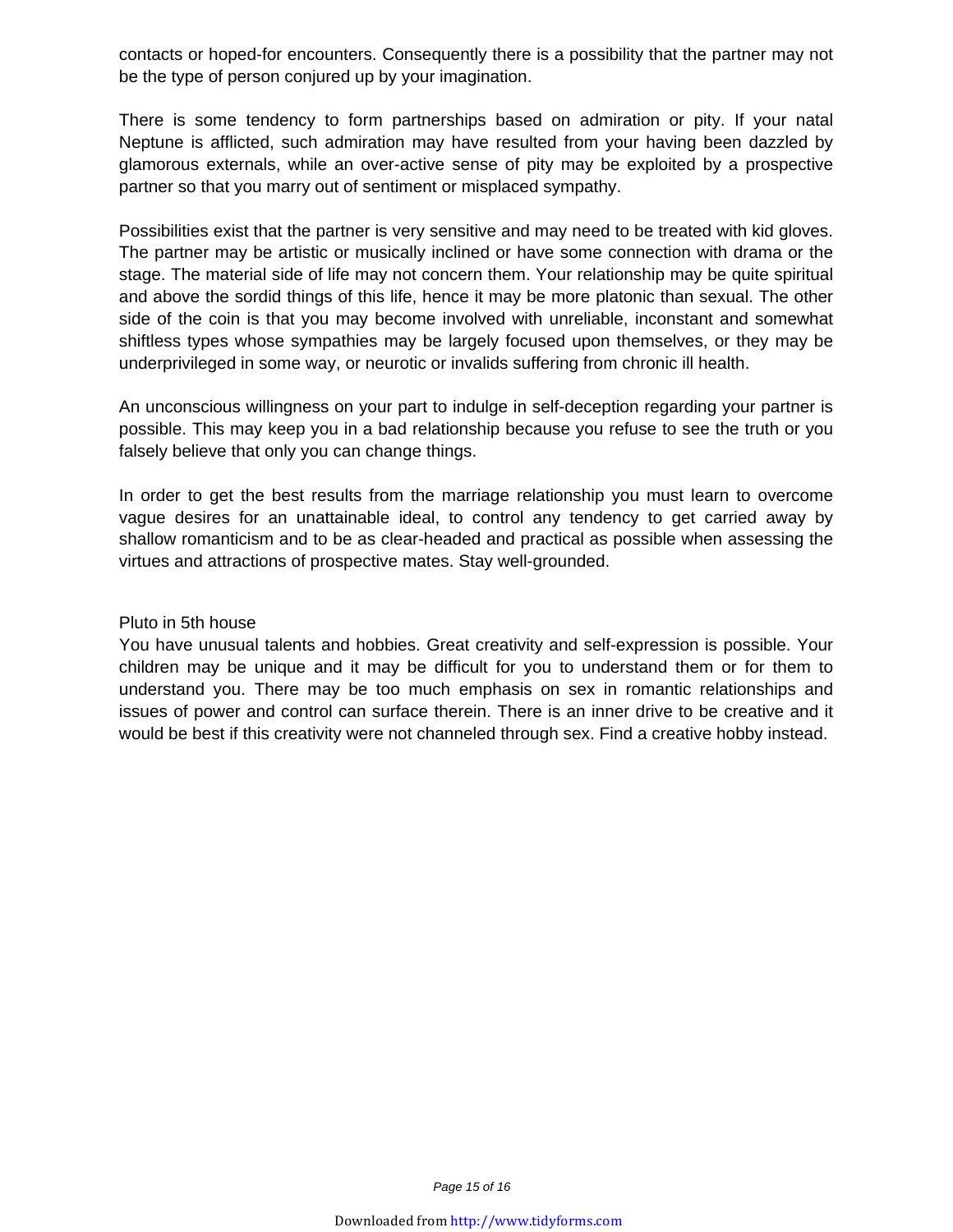contacts or hoped-for encounters. Consequently there is a possibility that the partner may not be the type of person conjured up by your imagination.

There is some tendency to form partnerships based on admiration or pity. If your natal Neptune is afflicted, such admiration may have resulted from your having been dazzled by glamorous externals, while an over-active sense of pity may be exploited by a prospective partner so that you marry out of sentiment or misplaced sympathy.

Possibilities exist that the partner is very sensitive and may need to be treated with kid gloves. The partner may be artistic or musically inclined or have some connection with drama or the stage. The material side of life may not concern them. Your relationship may be quite spiritual and above the sordid things of this life, hence it may be more platonic than sexual. The other side of the coin is that you may become involved with unreliable, inconstant and somewhat shiftless types whose sympathies may be largely focused upon themselves, or they may be underprivileged in some way, or neurotic or invalids suffering from chronic ill health.

An unconscious willingness on your part to indulge in self-deception regarding your partner is possible. This may keep you in a bad relationship because you refuse to see the truth or you falsely believe that only you can change things.

In order to get the best results from the marriage relationship you must learn to overcome vague desires for an unattainable ideal, to control any tendency to get carried away by shallow romanticism and to be as clear-headed and practical as possible when assessing the virtues and attractions of prospective mates. Stay well-grounded.

Pluto in 5th house

You have unusual talents and hobbies. Great creativity and self-expression is possible. Your children may be unique and it may be difficult for you to understand them or for them to understand you. There may be too much emphasis on sex in romantic relationships and issues of power and control can surface therein. There is an inner drive to be creative and it would be best if this creativity were not channeled through sex. Find a creative hobby instead.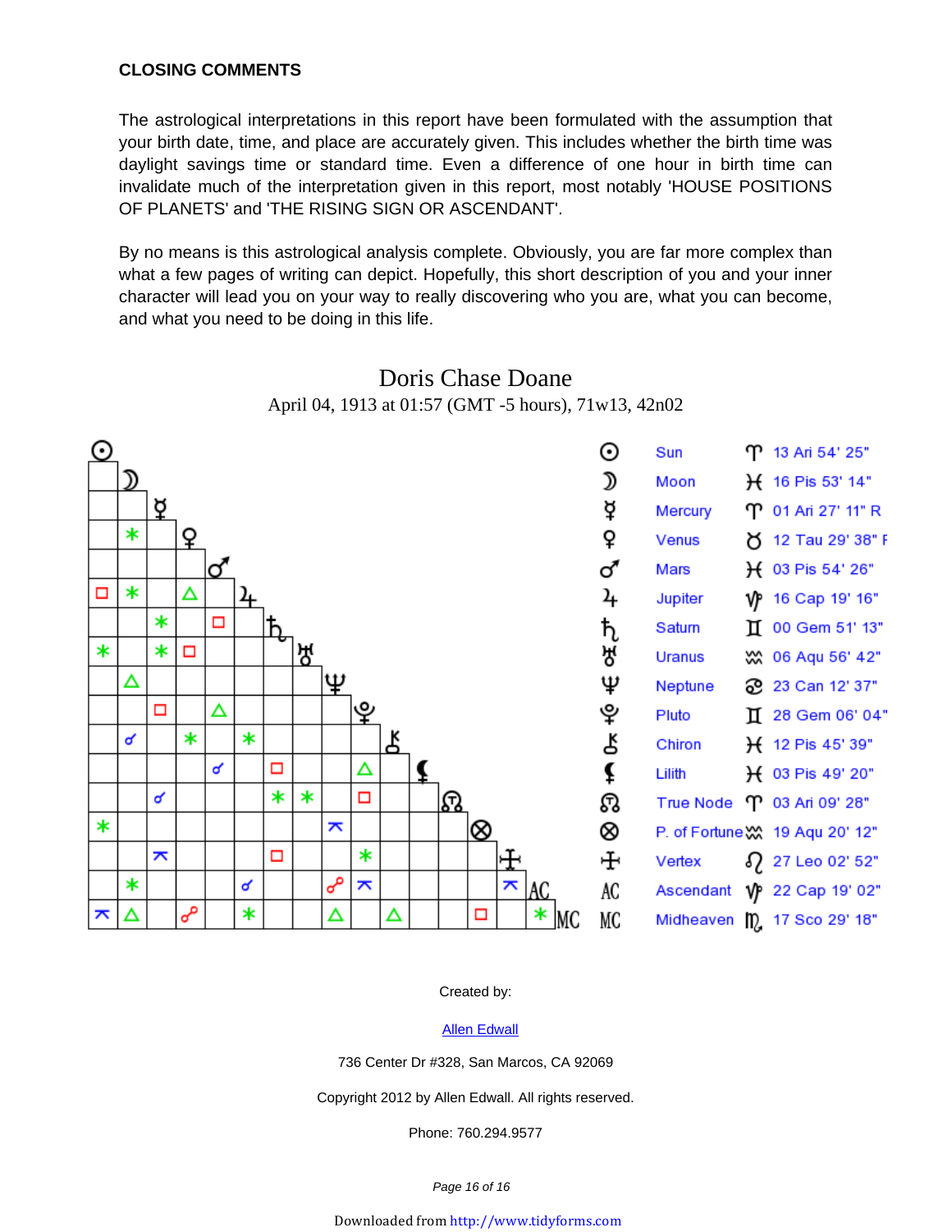**CLOSING COMMENTS**

The astrological interpretations in this report have been formulated with the assumption that your birth date, time, and place are accurately given. This includes whether the birth time was daylight savings time or standard time. Even a difference of one hour in birth time can invalidate much of the interpretation given in this report, most notably 'HOUSE POSITIONS OF PLANETS' and 'THE RISING SIGN OR ASCENDANT'.

By no means is this astrological analysis complete. Obviously, you are far more complex than what a few pages of writing can depict. Hopefully, this short description of you and your inner character will lead you on your way to really discovering who you are, what you can become, and what you need to be doing in this life.

Doris Chase Doane

April 04, 1913 at 01:57 (GMT -5 hours), 71w13, 42n02

| | | |
|---|---|---|
| ☉ | Sun | ♈ 13 Ari 54' 25" |
| ☽ | Moon | ♓ 16 Pis 53' 14" |
| ☿ | Mercury | ♈ 01 Ari 27' 11" R |
| ♀ | Venus | ♉ 12 Tau 29' 38" R |
| ♂ | Mars | ♓ 03 Pis 54' 26" |
| ♃ | Jupiter | ♑ 16 Cap 19' 16" |
| ♄ | Saturn | ♊ 00 Gem 51' 13" |
| ♅ | Uranus | ♒ 06 Aqu 56' 42" |
| ♆ | Neptune | ♋ 23 Can 12' 37" |
| ♇ | Pluto | ♊ 28 Gem 06' 04" |
| ⚷ | Chiron | ♓ 12 Pis 45' 39" |
| ⚸ | Lilith | ♓ 03 Pis 49' 20" |
| ☊ | True Node | ♈ 03 Ari 09' 28" |
| ⊗ | P. of Fortune | ♒ 19 Aqu 20' 12" |
| | Vertex | ♌ 27 Leo 02' 52" |
| AC | Ascendant | ♑ 22 Cap 19' 02" |
| MC | Midheaven | ♏ 17 Sco 29' 18" |

Created by:

Allen Edwall

736 Center Dr #328, San Marcos, CA 92069

Copyright 2012 by Allen Edwall. All rights reserved.

Phone: 760.294.9577

Downloaded from http://www.tidyforms.com